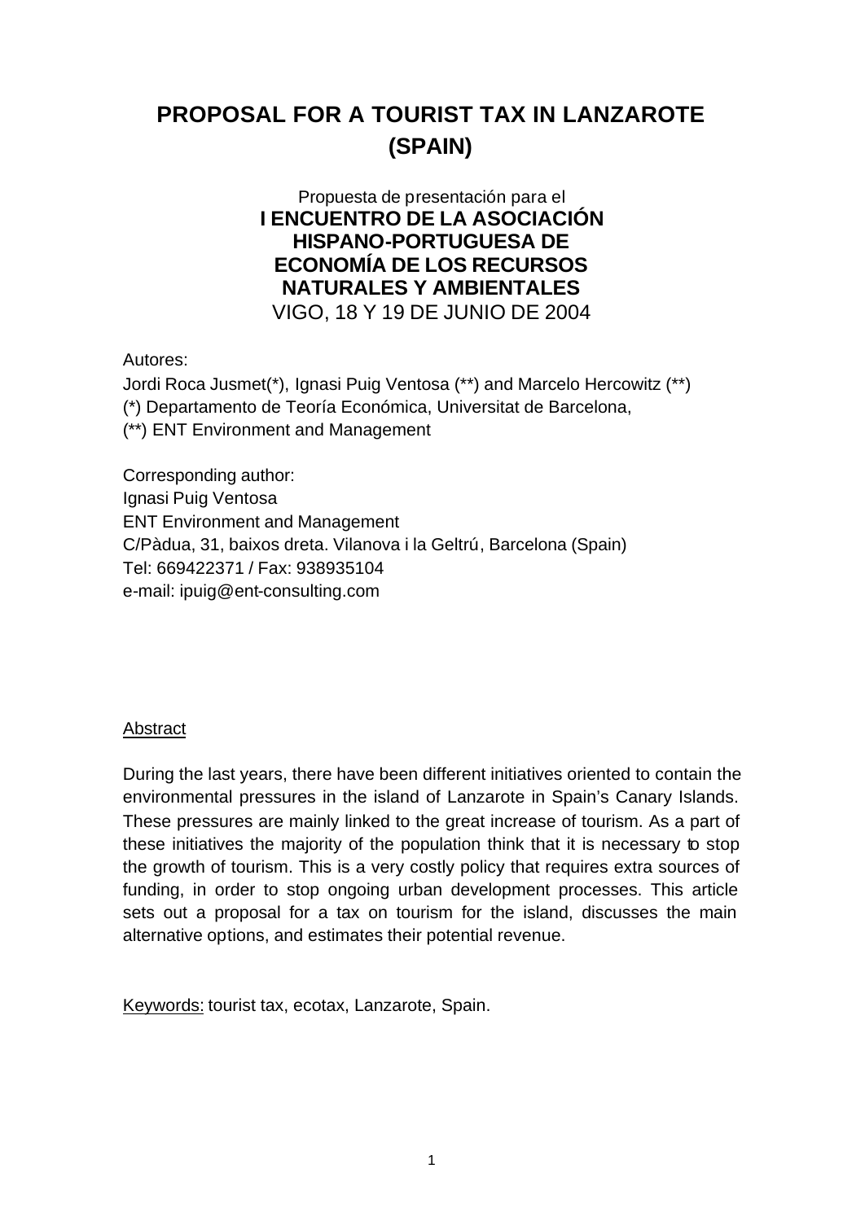# PROPOSAL FOR A TOURIST TAX IN LANZAROTE (SPAIN)

Propuesta de presentación para el

**I ENCUENTRO DE LA ASOCIACIÓN HISPANO-PORTUGUESA DE ECONOMÍA DE LOS RECURSOS NATURALES Y AMBIENTALES**

VIGO, 18 Y 19 DE JUNIO DE 2004

Autores:

Jordi Roca Jusmet(*), Ignasi Puig Ventosa (**) and Marcelo Hercowitz (**)

(*) Departamento de Teoría Económica, Universitat de Barcelona,

(**) ENT Environment and Management

Corresponding author:

Ignasi Puig Ventosa

ENT Environment and Management

C/Pàdua, 31, baixos dreta. Vilanova i la Geltrú, Barcelona (Spain)

Tel: 669422371 / Fax: 938935104

e-mail: ipuig@ent-consulting.com

Abstract

During the last years, there have been different initiatives oriented to contain the environmental pressures in the island of Lanzarote in Spain's Canary Islands. These pressures are mainly linked to the great increase of tourism. As a part of these initiatives the majority of the population think that it is necessary to stop the growth of tourism. This is a very costly policy that requires extra sources of funding, in order to stop ongoing urban development processes. This article sets out a proposal for a tax on tourism for the island, discusses the main alternative options, and estimates their potential revenue.

Keywords: tourist tax, ecotax, Lanzarote, Spain.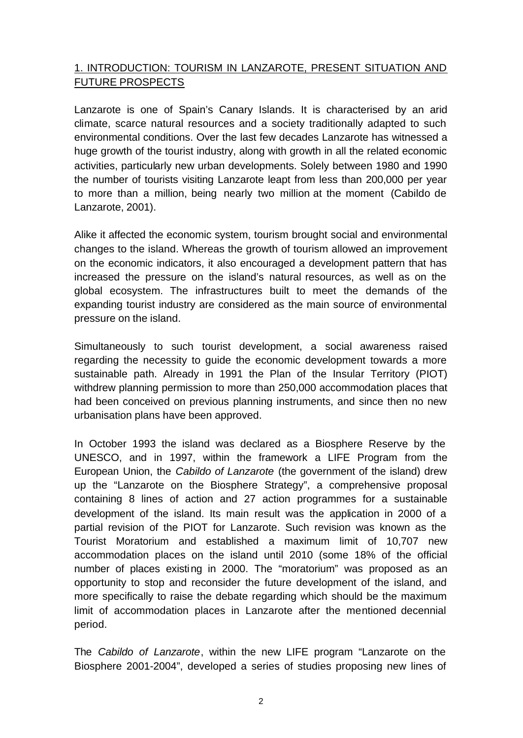## 1. INTRODUCTION: TOURISM IN LANZAROTE, PRESENT SITUATION AND FUTURE PROSPECTS

Lanzarote is one of Spain's Canary Islands. It is characterised by an arid climate, scarce natural resources and a society traditionally adapted to such environmental conditions. Over the last few decades Lanzarote has witnessed a huge growth of the tourist industry, along with growth in all the related economic activities, particularly new urban developments. Solely between 1980 and 1990 the number of tourists visiting Lanzarote leapt from less than 200,000 per year to more than a million, being nearly two million at the moment (Cabildo de Lanzarote, 2001).

Alike it affected the economic system, tourism brought social and environmental changes to the island. Whereas the growth of tourism allowed an improvement on the economic indicators, it also encouraged a development pattern that has increased the pressure on the island's natural resources, as well as on the global ecosystem. The infrastructures built to meet the demands of the expanding tourist industry are considered as the main source of environmental pressure on the island.

Simultaneously to such tourist development, a social awareness raised regarding the necessity to guide the economic development towards a more sustainable path. Already in 1991 the Plan of the Insular Territory (PIOT) withdrew planning permission to more than 250,000 accommodation places that had been conceived on previous planning instruments, and since then no new urbanisation plans have been approved.

In October 1993 the island was declared as a Biosphere Reserve by the UNESCO, and in 1997, within the framework a LIFE Program from the European Union, the *Cabildo of Lanzarote* (the government of the island) drew up the "Lanzarote on the Biosphere Strategy", a comprehensive proposal containing 8 lines of action and 27 action programmes for a sustainable development of the island. Its main result was the application in 2000 of a partial revision of the PIOT for Lanzarote. Such revision was known as the Tourist Moratorium and established a maximum limit of 10,707 new accommodation places on the island until 2010 (some 18% of the official number of places existing in 2000. The "moratorium" was proposed as an opportunity to stop and reconsider the future development of the island, and more specifically to raise the debate regarding which should be the maximum limit of accommodation places in Lanzarote after the mentioned decennial period.

The *Cabildo of Lanzarote*, within the new LIFE program "Lanzarote on the Biosphere 2001-2004", developed a series of studies proposing new lines of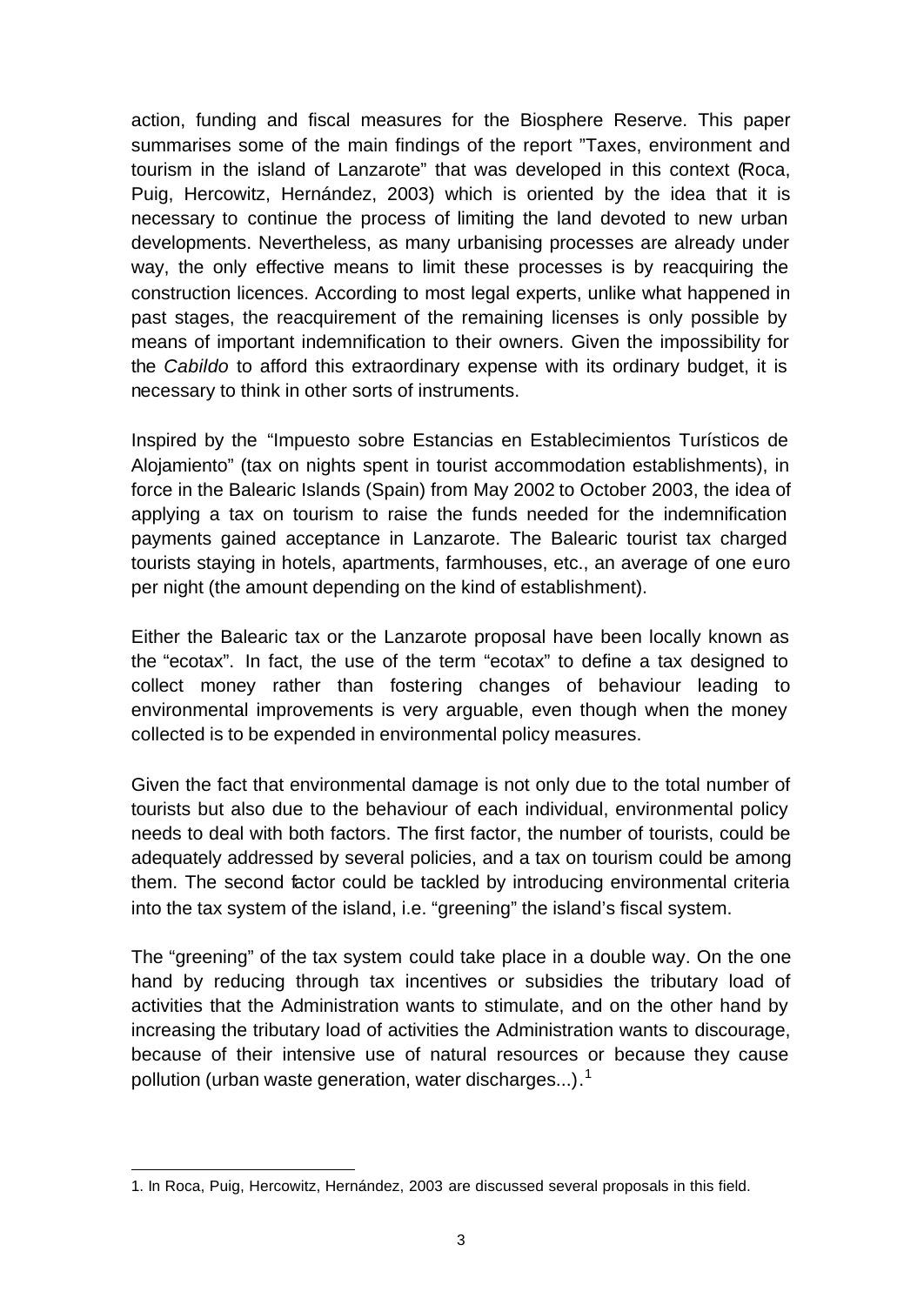action, funding and fiscal measures for the Biosphere Reserve. This paper summarises some of the main findings of the report "Taxes, environment and tourism in the island of Lanzarote" that was developed in this context (Roca, Puig, Hercowitz, Hernández, 2003) which is oriented by the idea that it is necessary to continue the process of limiting the land devoted to new urban developments. Nevertheless, as many urbanising processes are already under way, the only effective means to limit these processes is by reacquiring the construction licences. According to most legal experts, unlike what happened in past stages, the reacquirement of the remaining licenses is only possible by means of important indemnification to their owners. Given the impossibility for the *Cabildo* to afford this extraordinary expense with its ordinary budget, it is necessary to think in other sorts of instruments.

Inspired by the "Impuesto sobre Estancias en Establecimientos Turísticos de Alojamiento" (tax on nights spent in tourist accommodation establishments), in force in the Balearic Islands (Spain) from May 2002 to October 2003, the idea of applying a tax on tourism to raise the funds needed for the indemnification payments gained acceptance in Lanzarote. The Balearic tourist tax charged tourists staying in hotels, apartments, farmhouses, etc., an average of one euro per night (the amount depending on the kind of establishment).

Either the Balearic tax or the Lanzarote proposal have been locally known as the "ecotax". In fact, the use of the term "ecotax" to define a tax designed to collect money rather than fostering changes of behaviour leading to environmental improvements is very arguable, even though when the money collected is to be expended in environmental policy measures.

Given the fact that environmental damage is not only due to the total number of tourists but also due to the behaviour of each individual, environmental policy needs to deal with both factors. The first factor, the number of tourists, could be adequately addressed by several policies, and a tax on tourism could be among them. The second factor could be tackled by introducing environmental criteria into the tax system of the island, i.e. "greening" the island's fiscal system.

The "greening" of the tax system could take place in a double way. On the one hand by reducing through tax incentives or subsidies the tributary load of activities that the Administration wants to stimulate, and on the other hand by increasing the tributary load of activities the Administration wants to discourage, because of their intensive use of natural resources or because they cause pollution (urban waste generation, water discharges...).[1]

1. In Roca, Puig, Hercowitz, Hernández, 2003 are discussed several proposals in this field.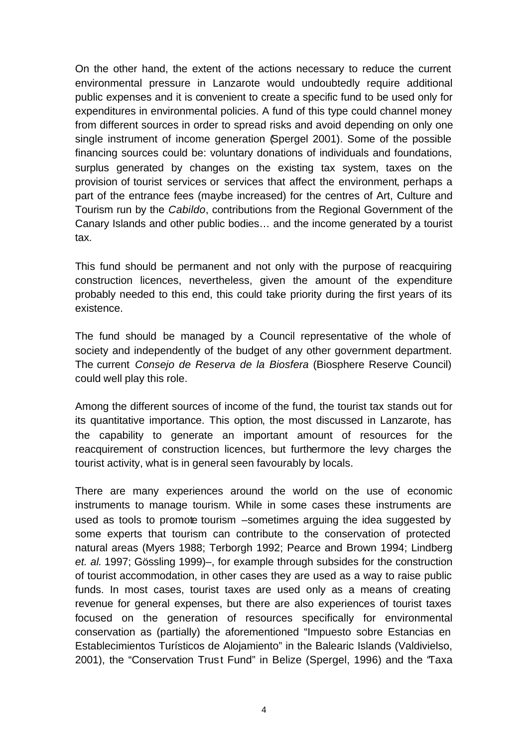On the other hand, the extent of the actions necessary to reduce the current environmental pressure in Lanzarote would undoubtedly require additional public expenses and it is convenient to create a specific fund to be used only for expenditures in environmental policies. A fund of this type could channel money from different sources in order to spread risks and avoid depending on only one single instrument of income generation (Spergel 2001). Some of the possible financing sources could be: voluntary donations of individuals and foundations, surplus generated by changes on the existing tax system, taxes on the provision of tourist services or services that affect the environment, perhaps a part of the entrance fees (maybe increased) for the centres of Art, Culture and Tourism run by the *Cabildo*, contributions from the Regional Government of the Canary Islands and other public bodies… and the income generated by a tourist tax.

This fund should be permanent and not only with the purpose of reacquiring construction licences, nevertheless, given the amount of the expenditure probably needed to this end, this could take priority during the first years of its existence.

The fund should be managed by a Council representative of the whole of society and independently of the budget of any other government department. The current *Consejo de Reserva de la Biosfera* (Biosphere Reserve Council) could well play this role.

Among the different sources of income of the fund, the tourist tax stands out for its quantitative importance. This option, the most discussed in Lanzarote, has the capability to generate an important amount of resources for the reacquirement of construction licences, but furthermore the levy charges the tourist activity, what is in general seen favourably by locals.

There are many experiences around the world on the use of economic instruments to manage tourism. While in some cases these instruments are used as tools to promote tourism –sometimes arguing the idea suggested by some experts that tourism can contribute to the conservation of protected natural areas (Myers 1988; Terborgh 1992; Pearce and Brown 1994; Lindberg *et. al.* 1997; Gössling 1999)–, for example through subsides for the construction of tourist accommodation, in other cases they are used as a way to raise public funds. In most cases, tourist taxes are used only as a means of creating revenue for general expenses, but there are also experiences of tourist taxes focused on the generation of resources specifically for environmental conservation as (partially) the aforementioned "Impuesto sobre Estancias en Establecimientos Turísticos de Alojamiento" in the Balearic Islands (Valdivielso, 2001), the "Conservation Trust Fund" in Belize (Spergel, 1996) and the "Taxa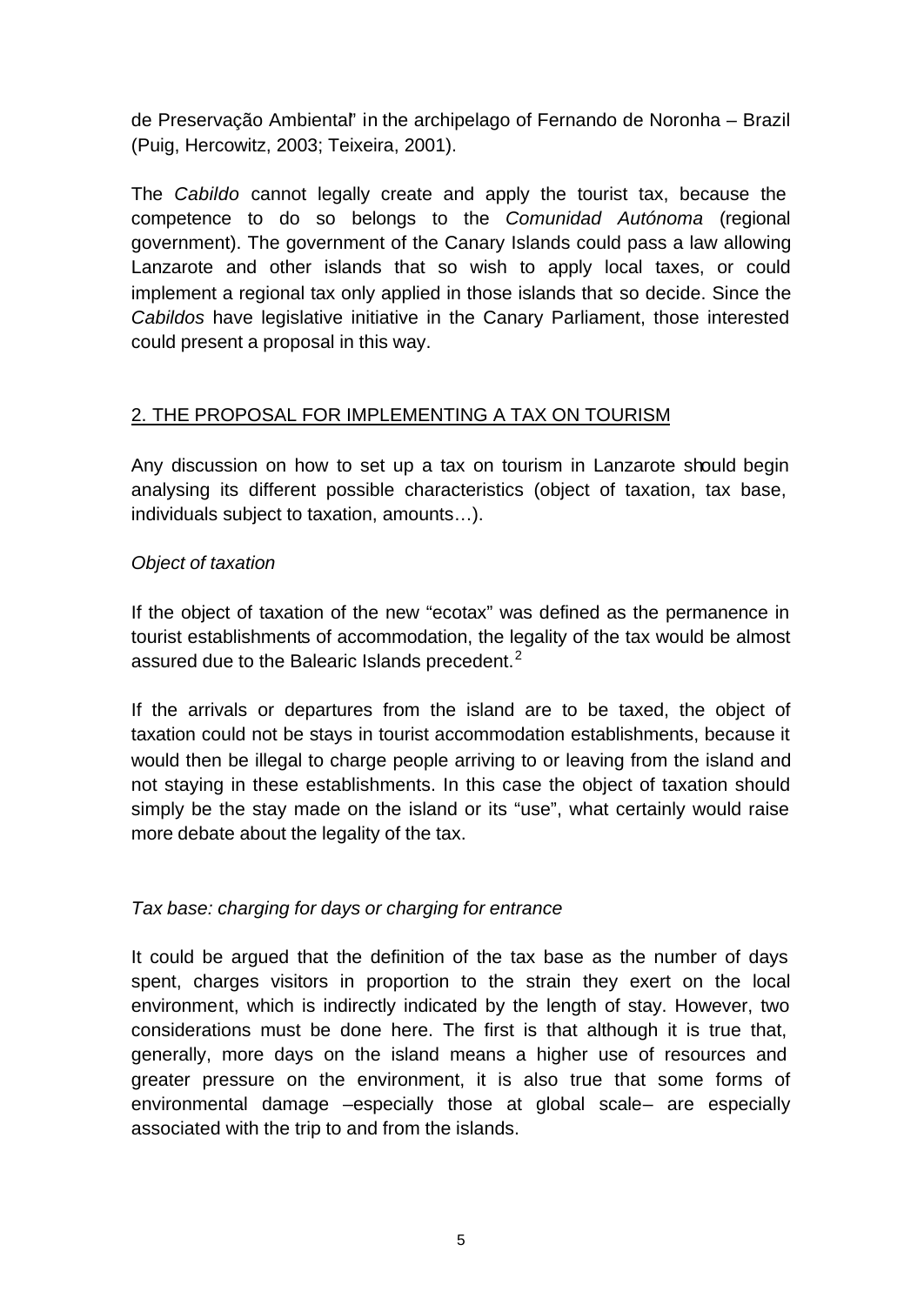de Preservação Ambiental" in the archipelago of Fernando de Noronha – Brazil (Puig, Hercowitz, 2003; Teixeira, 2001).

The *Cabildo* cannot legally create and apply the tourist tax, because the competence to do so belongs to the *Comunidad Autónoma* (regional government). The government of the Canary Islands could pass a law allowing Lanzarote and other islands that so wish to apply local taxes, or could implement a regional tax only applied in those islands that so decide. Since the *Cabildos* have legislative initiative in the Canary Parliament, those interested could present a proposal in this way.

## 2. THE PROPOSAL FOR IMPLEMENTING A TAX ON TOURISM

Any discussion on how to set up a tax on tourism in Lanzarote should begin analysing its different possible characteristics (object of taxation, tax base, individuals subject to taxation, amounts…).

### *Object of taxation*

If the object of taxation of the new "ecotax" was defined as the permanence in tourist establishments of accommodation, the legality of the tax would be almost assured due to the Balearic Islands precedent.[2]

If the arrivals or departures from the island are to be taxed, the object of taxation could not be stays in tourist accommodation establishments, because it would then be illegal to charge people arriving to or leaving from the island and not staying in these establishments. In this case the object of taxation should simply be the stay made on the island or its "use", what certainly would raise more debate about the legality of the tax.

### *Tax base: charging for days or charging for entrance*

It could be argued that the definition of the tax base as the number of days spent, charges visitors in proportion to the strain they exert on the local environment, which is indirectly indicated by the length of stay. However, two considerations must be done here. The first is that although it is true that, generally, more days on the island means a higher use of resources and greater pressure on the environment, it is also true that some forms of environmental damage –especially those at global scale– are especially associated with the trip to and from the islands.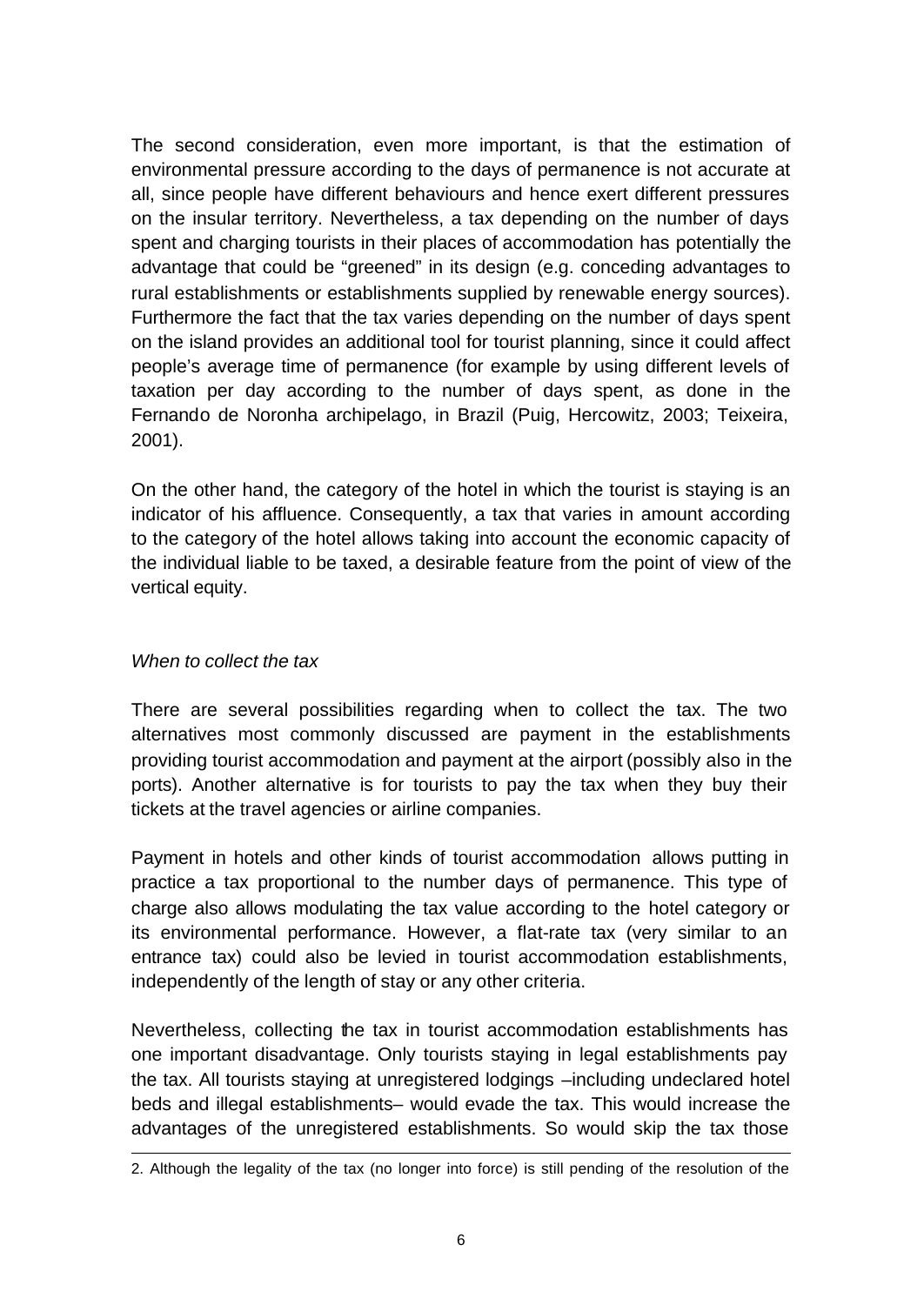The second consideration, even more important, is that the estimation of environmental pressure according to the days of permanence is not accurate at all, since people have different behaviours and hence exert different pressures on the insular territory. Nevertheless, a tax depending on the number of days spent and charging tourists in their places of accommodation has potentially the advantage that could be "greened" in its design (e.g. conceding advantages to rural establishments or establishments supplied by renewable energy sources). Furthermore the fact that the tax varies depending on the number of days spent on the island provides an additional tool for tourist planning, since it could affect people's average time of permanence (for example by using different levels of taxation per day according to the number of days spent, as done in the Fernando de Noronha archipelago, in Brazil (Puig, Hercowitz, 2003; Teixeira, 2001).

On the other hand, the category of the hotel in which the tourist is staying is an indicator of his affluence. Consequently, a tax that varies in amount according to the category of the hotel allows taking into account the economic capacity of the individual liable to be taxed, a desirable feature from the point of view of the vertical equity.

*When to collect the tax*

There are several possibilities regarding when to collect the tax. The two alternatives most commonly discussed are payment in the establishments providing tourist accommodation and payment at the airport (possibly also in the ports). Another alternative is for tourists to pay the tax when they buy their tickets at the travel agencies or airline companies.

Payment in hotels and other kinds of tourist accommodation allows putting in practice a tax proportional to the number days of permanence. This type of charge also allows modulating the tax value according to the hotel category or its environmental performance. However, a flat-rate tax (very similar to an entrance tax) could also be levied in tourist accommodation establishments, independently of the length of stay or any other criteria.

Nevertheless, collecting the tax in tourist accommodation establishments has one important disadvantage. Only tourists staying in legal establishments pay the tax. All tourists staying at unregistered lodgings –including undeclared hotel beds and illegal establishments– would evade the tax. This would increase the advantages of the unregistered establishments. So would skip the tax those

2. Although the legality of the tax (no longer into force) is still pending of the resolution of the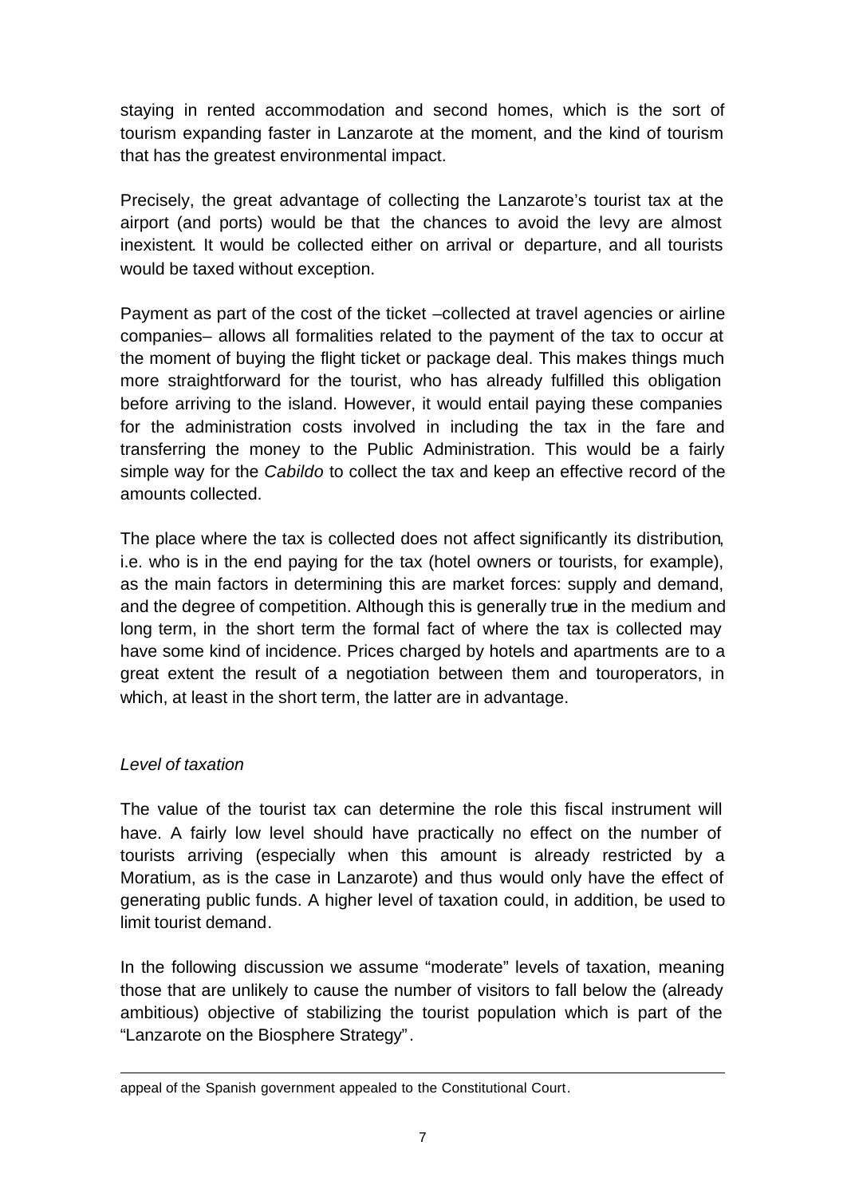staying in rented accommodation and second homes, which is the sort of tourism expanding faster in Lanzarote at the moment, and the kind of tourism that has the greatest environmental impact.

Precisely, the great advantage of collecting the Lanzarote's tourist tax at the airport (and ports) would be that the chances to avoid the levy are almost inexistent. It would be collected either on arrival or departure, and all tourists would be taxed without exception.

Payment as part of the cost of the ticket –collected at travel agencies or airline companies– allows all formalities related to the payment of the tax to occur at the moment of buying the flight ticket or package deal. This makes things much more straightforward for the tourist, who has already fulfilled this obligation before arriving to the island. However, it would entail paying these companies for the administration costs involved in including the tax in the fare and transferring the money to the Public Administration. This would be a fairly simple way for the *Cabildo* to collect the tax and keep an effective record of the amounts collected.

The place where the tax is collected does not affect significantly its distribution, i.e. who is in the end paying for the tax (hotel owners or tourists, for example), as the main factors in determining this are market forces: supply and demand, and the degree of competition. Although this is generally true in the medium and long term, in the short term the formal fact of where the tax is collected may have some kind of incidence. Prices charged by hotels and apartments are to a great extent the result of a negotiation between them and touroperators, in which, at least in the short term, the latter are in advantage.

*Level of taxation*

The value of the tourist tax can determine the role this fiscal instrument will have. A fairly low level should have practically no effect on the number of tourists arriving (especially when this amount is already restricted by a Moratium, as is the case in Lanzarote) and thus would only have the effect of generating public funds. A higher level of taxation could, in addition, be used to limit tourist demand.

In the following discussion we assume "moderate" levels of taxation, meaning those that are unlikely to cause the number of visitors to fall below the (already ambitious) objective of stabilizing the tourist population which is part of the "Lanzarote on the Biosphere Strategy".

---

appeal of the Spanish government appealed to the Constitutional Court.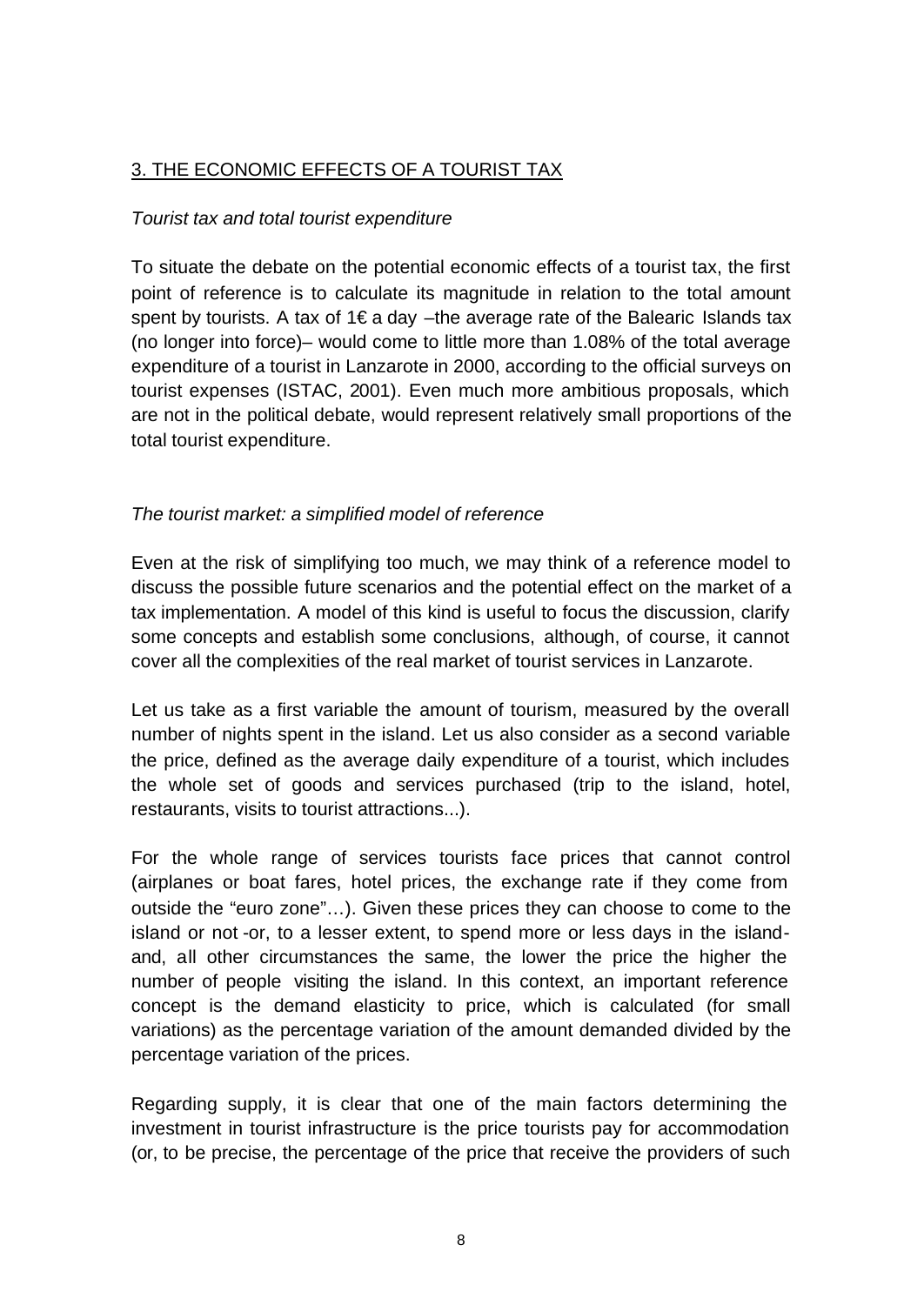## 3. THE ECONOMIC EFFECTS OF A TOURIST TAX

*Tourist tax and total tourist expenditure*

To situate the debate on the potential economic effects of a tourist tax, the first point of reference is to calculate its magnitude in relation to the total amount spent by tourists. A tax of 1€ a day –the average rate of the Balearic Islands tax (no longer into force)– would come to little more than 1.08% of the total average expenditure of a tourist in Lanzarote in 2000, according to the official surveys on tourist expenses (ISTAC, 2001). Even much more ambitious proposals, which are not in the political debate, would represent relatively small proportions of the total tourist expenditure.

*The tourist market: a simplified model of reference*

Even at the risk of simplifying too much, we may think of a reference model to discuss the possible future scenarios and the potential effect on the market of a tax implementation. A model of this kind is useful to focus the discussion, clarify some concepts and establish some conclusions, although, of course, it cannot cover all the complexities of the real market of tourist services in Lanzarote.

Let us take as a first variable the amount of tourism, measured by the overall number of nights spent in the island. Let us also consider as a second variable the price, defined as the average daily expenditure of a tourist, which includes the whole set of goods and services purchased (trip to the island, hotel, restaurants, visits to tourist attractions...).

For the whole range of services tourists face prices that cannot control (airplanes or boat fares, hotel prices, the exchange rate if they come from outside the "euro zone"…). Given these prices they can choose to come to the island or not -or, to a lesser extent, to spend more or less days in the island- and, all other circumstances the same, the lower the price the higher the number of people visiting the island. In this context, an important reference concept is the demand elasticity to price, which is calculated (for small variations) as the percentage variation of the amount demanded divided by the percentage variation of the prices.

Regarding supply, it is clear that one of the main factors determining the investment in tourist infrastructure is the price tourists pay for accommodation (or, to be precise, the percentage of the price that receive the providers of such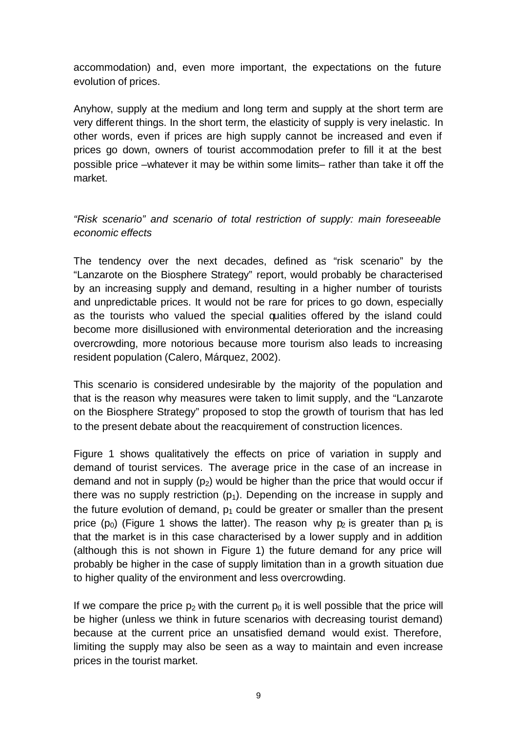accommodation) and, even more important, the expectations on the future evolution of prices.

Anyhow, supply at the medium and long term and supply at the short term are very different things. In the short term, the elasticity of supply is very inelastic. In other words, even if prices are high supply cannot be increased and even if prices go down, owners of tourist accommodation prefer to fill it at the best possible price –whatever it may be within some limits– rather than take it off the market.

*"Risk scenario" and scenario of total restriction of supply: main foreseeable economic effects*

The tendency over the next decades, defined as "risk scenario" by the "Lanzarote on the Biosphere Strategy" report, would probably be characterised by an increasing supply and demand, resulting in a higher number of tourists and unpredictable prices. It would not be rare for prices to go down, especially as the tourists who valued the special qualities offered by the island could become more disillusioned with environmental deterioration and the increasing overcrowding, more notorious because more tourism also leads to increasing resident population (Calero, Márquez, 2002).

This scenario is considered undesirable by the majority of the population and that is the reason why measures were taken to limit supply, and the "Lanzarote on the Biosphere Strategy" proposed to stop the growth of tourism that has led to the present debate about the reacquirement of construction licences.

Figure 1 shows qualitatively the effects on price of variation in supply and demand of tourist services. The average price in the case of an increase in demand and not in supply ($p_2$) would be higher than the price that would occur if there was no supply restriction ($p_1$). Depending on the increase in supply and the future evolution of demand, $p_1$ could be greater or smaller than the present price ($p_0$) (Figure 1 shows the latter). The reason why $p_2$ is greater than $p_1$ is that the market is in this case characterised by a lower supply and in addition (although this is not shown in Figure 1) the future demand for any price will probably be higher in the case of supply limitation than in a growth situation due to higher quality of the environment and less overcrowding.

If we compare the price $p_2$ with the current $p_0$ it is well possible that the price will be higher (unless we think in future scenarios with decreasing tourist demand) because at the current price an unsatisfied demand would exist. Therefore, limiting the supply may also be seen as a way to maintain and even increase prices in the tourist market.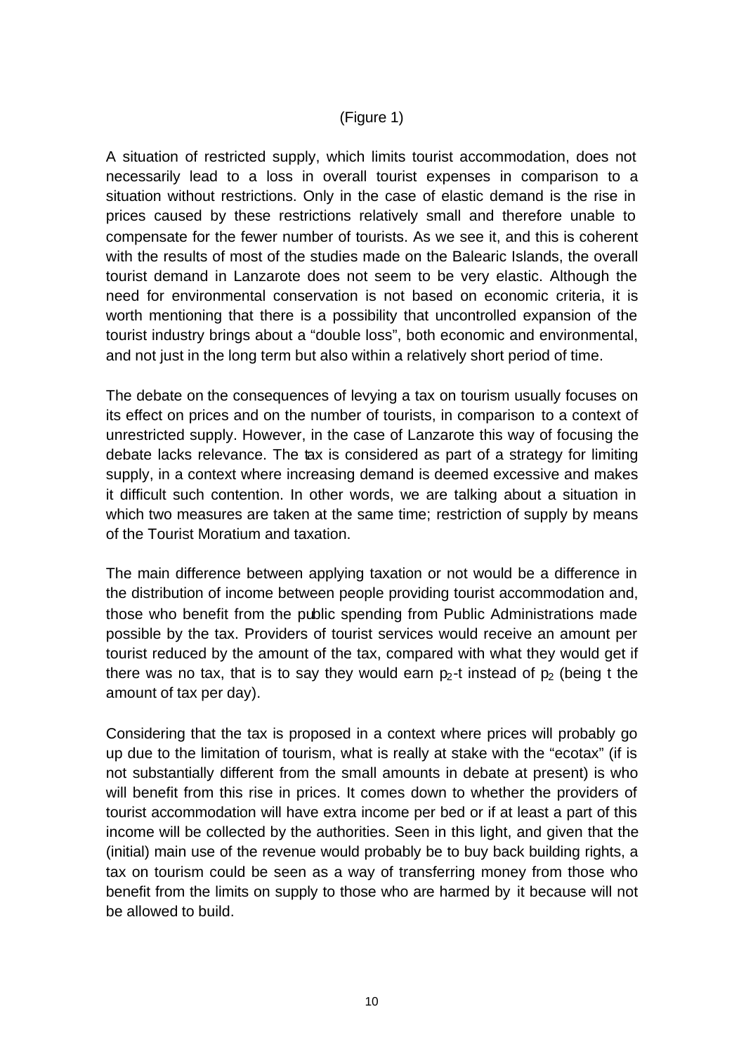(Figure 1)

A situation of restricted supply, which limits tourist accommodation, does not necessarily lead to a loss in overall tourist expenses in comparison to a situation without restrictions. Only in the case of elastic demand is the rise in prices caused by these restrictions relatively small and therefore unable to compensate for the fewer number of tourists. As we see it, and this is coherent with the results of most of the studies made on the Balearic Islands, the overall tourist demand in Lanzarote does not seem to be very elastic. Although the need for environmental conservation is not based on economic criteria, it is worth mentioning that there is a possibility that uncontrolled expansion of the tourist industry brings about a "double loss", both economic and environmental, and not just in the long term but also within a relatively short period of time.

The debate on the consequences of levying a tax on tourism usually focuses on its effect on prices and on the number of tourists, in comparison to a context of unrestricted supply. However, in the case of Lanzarote this way of focusing the debate lacks relevance. The tax is considered as part of a strategy for limiting supply, in a context where increasing demand is deemed excessive and makes it difficult such contention. In other words, we are talking about a situation in which two measures are taken at the same time; restriction of supply by means of the Tourist Moratium and taxation.

The main difference between applying taxation or not would be a difference in the distribution of income between people providing tourist accommodation and, those who benefit from the public spending from Public Administrations made possible by the tax. Providers of tourist services would receive an amount per tourist reduced by the amount of the tax, compared with what they would get if there was no tax, that is to say they would earn $p_2$-t instead of $p_2$ (being t the amount of tax per day).

Considering that the tax is proposed in a context where prices will probably go up due to the limitation of tourism, what is really at stake with the "ecotax" (if is not substantially different from the small amounts in debate at present) is who will benefit from this rise in prices. It comes down to whether the providers of tourist accommodation will have extra income per bed or if at least a part of this income will be collected by the authorities. Seen in this light, and given that the (initial) main use of the revenue would probably be to buy back building rights, a tax on tourism could be seen as a way of transferring money from those who benefit from the limits on supply to those who are harmed by it because will not be allowed to build.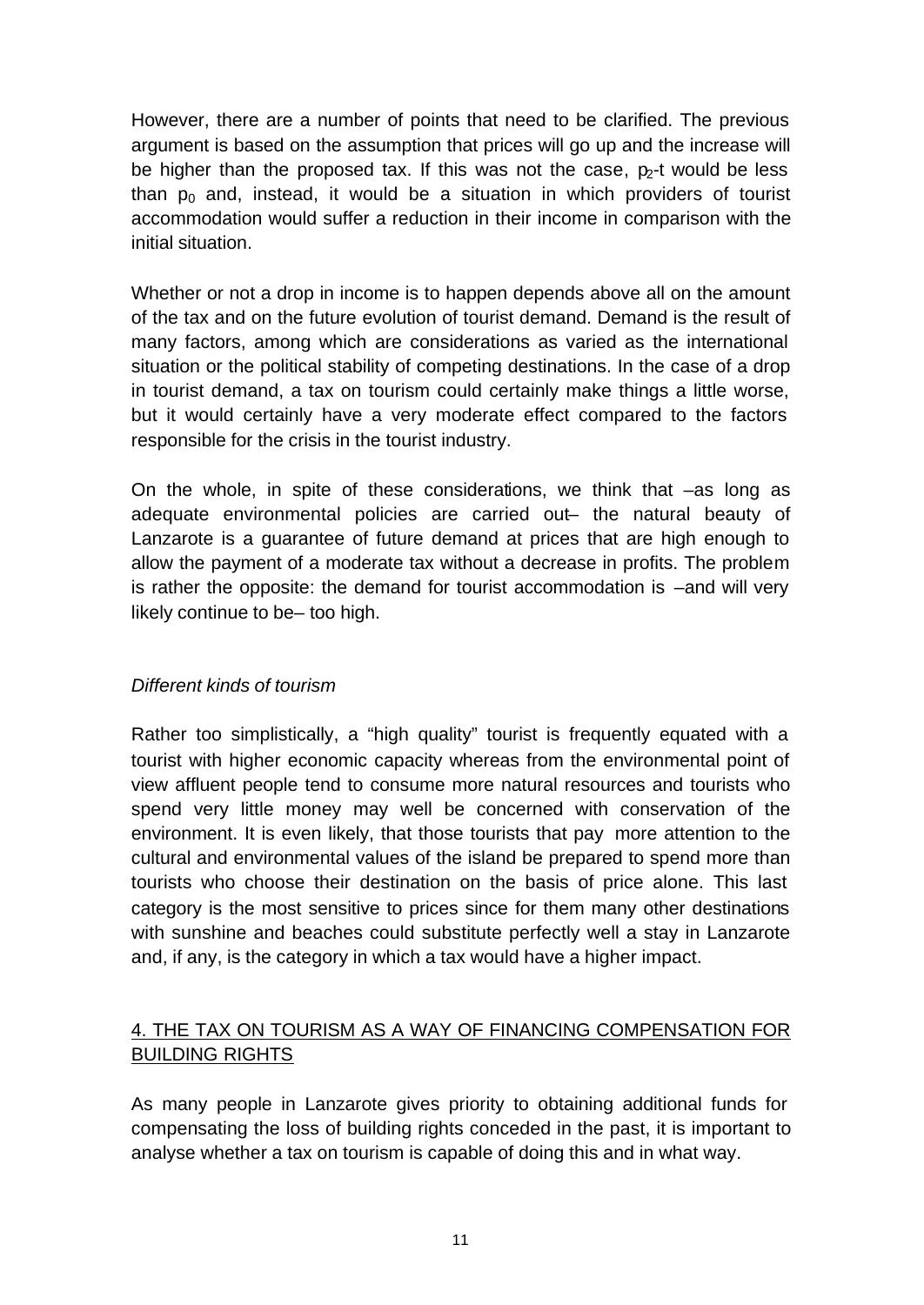However, there are a number of points that need to be clarified. The previous argument is based on the assumption that prices will go up and the increase will be higher than the proposed tax. If this was not the case, $p_2$-t would be less than $p_0$ and, instead, it would be a situation in which providers of tourist accommodation would suffer a reduction in their income in comparison with the initial situation.

Whether or not a drop in income is to happen depends above all on the amount of the tax and on the future evolution of tourist demand. Demand is the result of many factors, among which are considerations as varied as the international situation or the political stability of competing destinations. In the case of a drop in tourist demand, a tax on tourism could certainly make things a little worse, but it would certainly have a very moderate effect compared to the factors responsible for the crisis in the tourist industry.

On the whole, in spite of these considerations, we think that –as long as adequate environmental policies are carried out– the natural beauty of Lanzarote is a guarantee of future demand at prices that are high enough to allow the payment of a moderate tax without a decrease in profits. The problem is rather the opposite: the demand for tourist accommodation is –and will very likely continue to be– too high.

*Different kinds of tourism*

Rather too simplistically, a "high quality" tourist is frequently equated with a tourist with higher economic capacity whereas from the environmental point of view affluent people tend to consume more natural resources and tourists who spend very little money may well be concerned with conservation of the environment. It is even likely, that those tourists that pay more attention to the cultural and environmental values of the island be prepared to spend more than tourists who choose their destination on the basis of price alone. This last category is the most sensitive to prices since for them many other destinations with sunshine and beaches could substitute perfectly well a stay in Lanzarote and, if any, is the category in which a tax would have a higher impact.

## 4. THE TAX ON TOURISM AS A WAY OF FINANCING COMPENSATION FOR BUILDING RIGHTS

As many people in Lanzarote gives priority to obtaining additional funds for compensating the loss of building rights conceded in the past, it is important to analyse whether a tax on tourism is capable of doing this and in what way.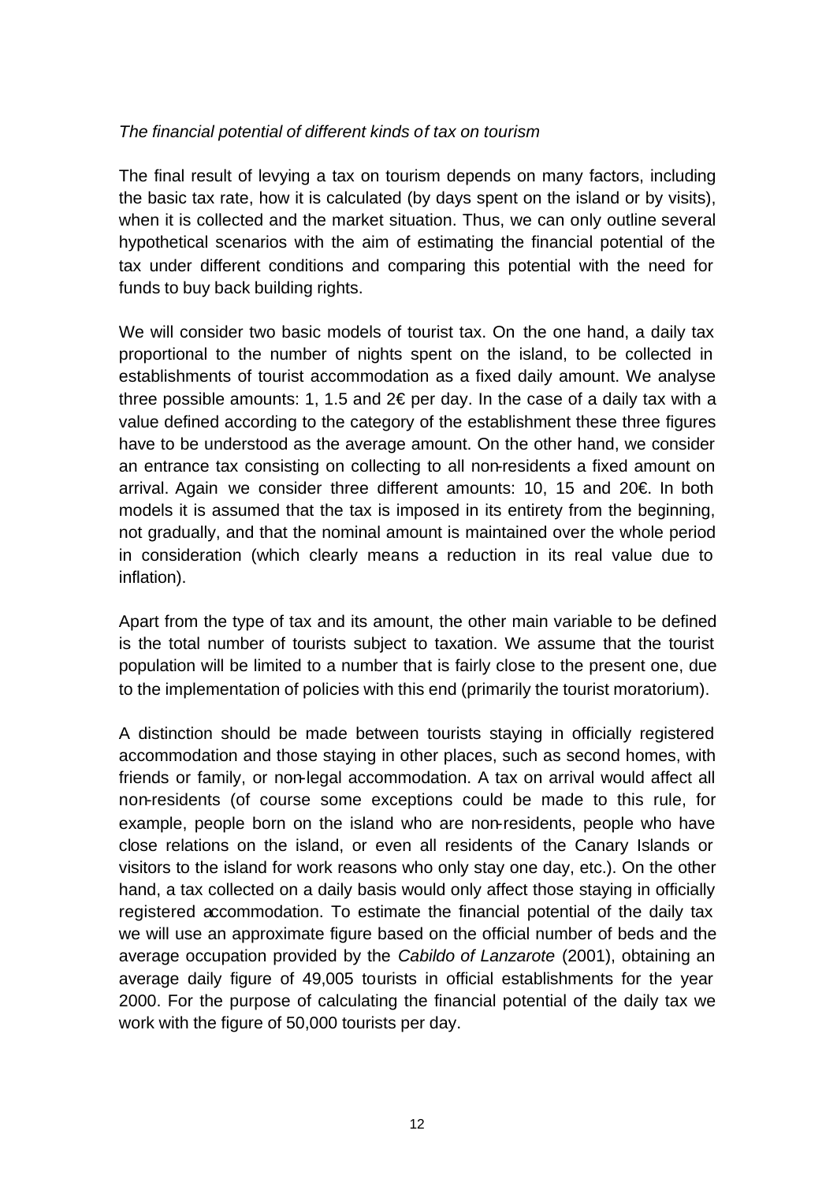*The financial potential of different kinds of tax on tourism*

The final result of levying a tax on tourism depends on many factors, including the basic tax rate, how it is calculated (by days spent on the island or by visits), when it is collected and the market situation. Thus, we can only outline several hypothetical scenarios with the aim of estimating the financial potential of the tax under different conditions and comparing this potential with the need for funds to buy back building rights.

We will consider two basic models of tourist tax. On the one hand, a daily tax proportional to the number of nights spent on the island, to be collected in establishments of tourist accommodation as a fixed daily amount. We analyse three possible amounts: 1, 1.5 and 2€ per day. In the case of a daily tax with a value defined according to the category of the establishment these three figures have to be understood as the average amount. On the other hand, we consider an entrance tax consisting on collecting to all non-residents a fixed amount on arrival. Again we consider three different amounts: 10, 15 and 20€. In both models it is assumed that the tax is imposed in its entirety from the beginning, not gradually, and that the nominal amount is maintained over the whole period in consideration (which clearly means a reduction in its real value due to inflation).

Apart from the type of tax and its amount, the other main variable to be defined is the total number of tourists subject to taxation. We assume that the tourist population will be limited to a number that is fairly close to the present one, due to the implementation of policies with this end (primarily the tourist moratorium).

A distinction should be made between tourists staying in officially registered accommodation and those staying in other places, such as second homes, with friends or family, or non-legal accommodation. A tax on arrival would affect all non-residents (of course some exceptions could be made to this rule, for example, people born on the island who are non-residents, people who have close relations on the island, or even all residents of the Canary Islands or visitors to the island for work reasons who only stay one day, etc.). On the other hand, a tax collected on a daily basis would only affect those staying in officially registered accommodation. To estimate the financial potential of the daily tax we will use an approximate figure based on the official number of beds and the average occupation provided by the *Cabildo of Lanzarote* (2001), obtaining an average daily figure of 49,005 tourists in official establishments for the year 2000. For the purpose of calculating the financial potential of the daily tax we work with the figure of 50,000 tourists per day.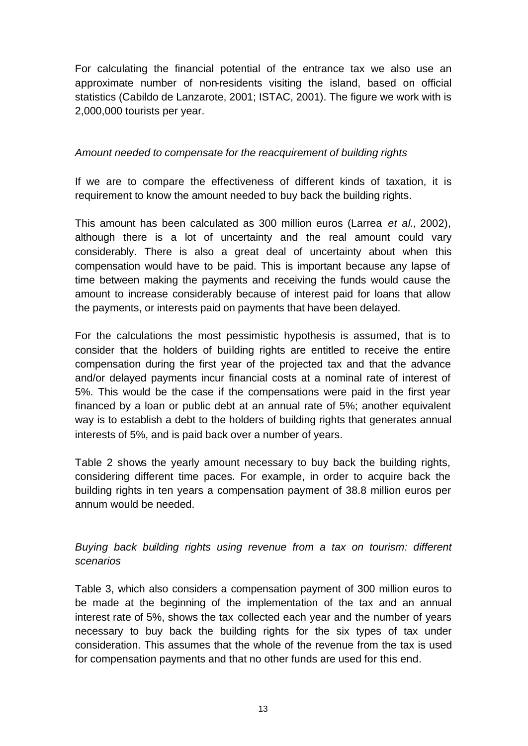For calculating the financial potential of the entrance tax we also use an approximate number of non-residents visiting the island, based on official statistics (Cabildo de Lanzarote, 2001; ISTAC, 2001). The figure we work with is 2,000,000 tourists per year.

*Amount needed to compensate for the reacquirement of building rights*

If we are to compare the effectiveness of different kinds of taxation, it is requirement to know the amount needed to buy back the building rights.

This amount has been calculated as 300 million euros (Larrea *et al*., 2002), although there is a lot of uncertainty and the real amount could vary considerably. There is also a great deal of uncertainty about when this compensation would have to be paid. This is important because any lapse of time between making the payments and receiving the funds would cause the amount to increase considerably because of interest paid for loans that allow the payments, or interests paid on payments that have been delayed.

For the calculations the most pessimistic hypothesis is assumed, that is to consider that the holders of building rights are entitled to receive the entire compensation during the first year of the projected tax and that the advance and/or delayed payments incur financial costs at a nominal rate of interest of 5%. This would be the case if the compensations were paid in the first year financed by a loan or public debt at an annual rate of 5%; another equivalent way is to establish a debt to the holders of building rights that generates annual interests of 5%, and is paid back over a number of years.

Table 2 shows the yearly amount necessary to buy back the building rights, considering different time paces. For example, in order to acquire back the building rights in ten years a compensation payment of 38.8 million euros per annum would be needed.

*Buying back building rights using revenue from a tax on tourism: different scenarios*

Table 3, which also considers a compensation payment of 300 million euros to be made at the beginning of the implementation of the tax and an annual interest rate of 5%, shows the tax collected each year and the number of years necessary to buy back the building rights for the six types of tax under consideration. This assumes that the whole of the revenue from the tax is used for compensation payments and that no other funds are used for this end.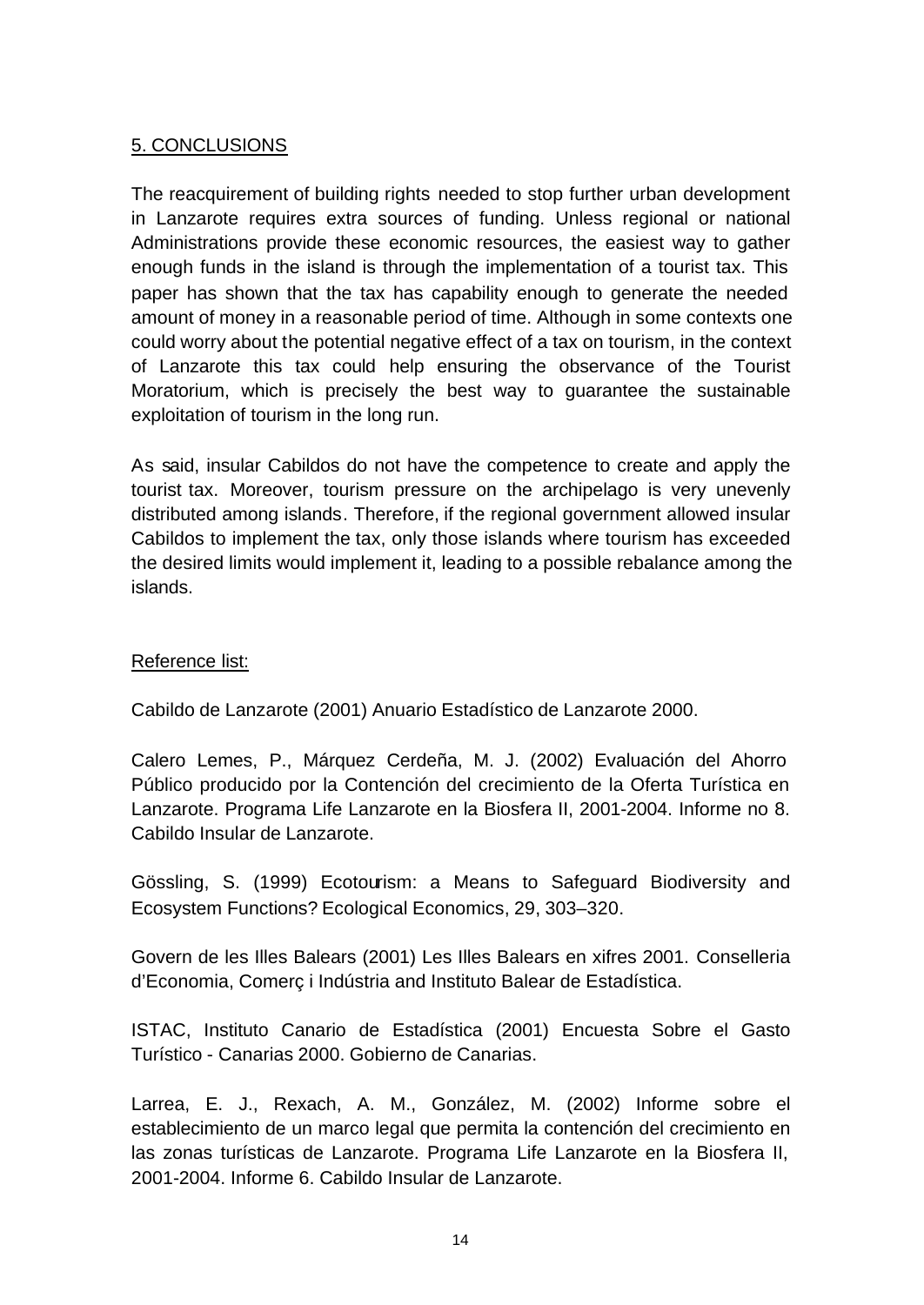## 5. CONCLUSIONS

The reacquirement of building rights needed to stop further urban development in Lanzarote requires extra sources of funding. Unless regional or national Administrations provide these economic resources, the easiest way to gather enough funds in the island is through the implementation of a tourist tax. This paper has shown that the tax has capability enough to generate the needed amount of money in a reasonable period of time. Although in some contexts one could worry about the potential negative effect of a tax on tourism, in the context of Lanzarote this tax could help ensuring the observance of the Tourist Moratorium, which is precisely the best way to guarantee the sustainable exploitation of tourism in the long run.

As said, insular Cabildos do not have the competence to create and apply the tourist tax. Moreover, tourism pressure on the archipelago is very unevenly distributed among islands. Therefore, if the regional government allowed insular Cabildos to implement the tax, only those islands where tourism has exceeded the desired limits would implement it, leading to a possible rebalance among the islands.

### Reference list:

Cabildo de Lanzarote (2001) Anuario Estadístico de Lanzarote 2000.

Calero Lemes, P., Márquez Cerdeña, M. J. (2002) Evaluación del Ahorro Público producido por la Contención del crecimiento de la Oferta Turística en Lanzarote. Programa Life Lanzarote en la Biosfera II, 2001-2004. Informe no 8. Cabildo Insular de Lanzarote.

Gössling, S. (1999) Ecotourism: a Means to Safeguard Biodiversity and Ecosystem Functions? Ecological Economics, 29, 303–320.

Govern de les Illes Balears (2001) Les Illes Balears en xifres 2001. Conselleria d'Economia, Comerç i Indústria and Instituto Balear de Estadística.

ISTAC, Instituto Canario de Estadística (2001) Encuesta Sobre el Gasto Turístico - Canarias 2000. Gobierno de Canarias.

Larrea, E. J., Rexach, A. M., González, M. (2002) Informe sobre el establecimiento de un marco legal que permita la contención del crecimiento en las zonas turísticas de Lanzarote. Programa Life Lanzarote en la Biosfera II, 2001-2004. Informe 6. Cabildo Insular de Lanzarote.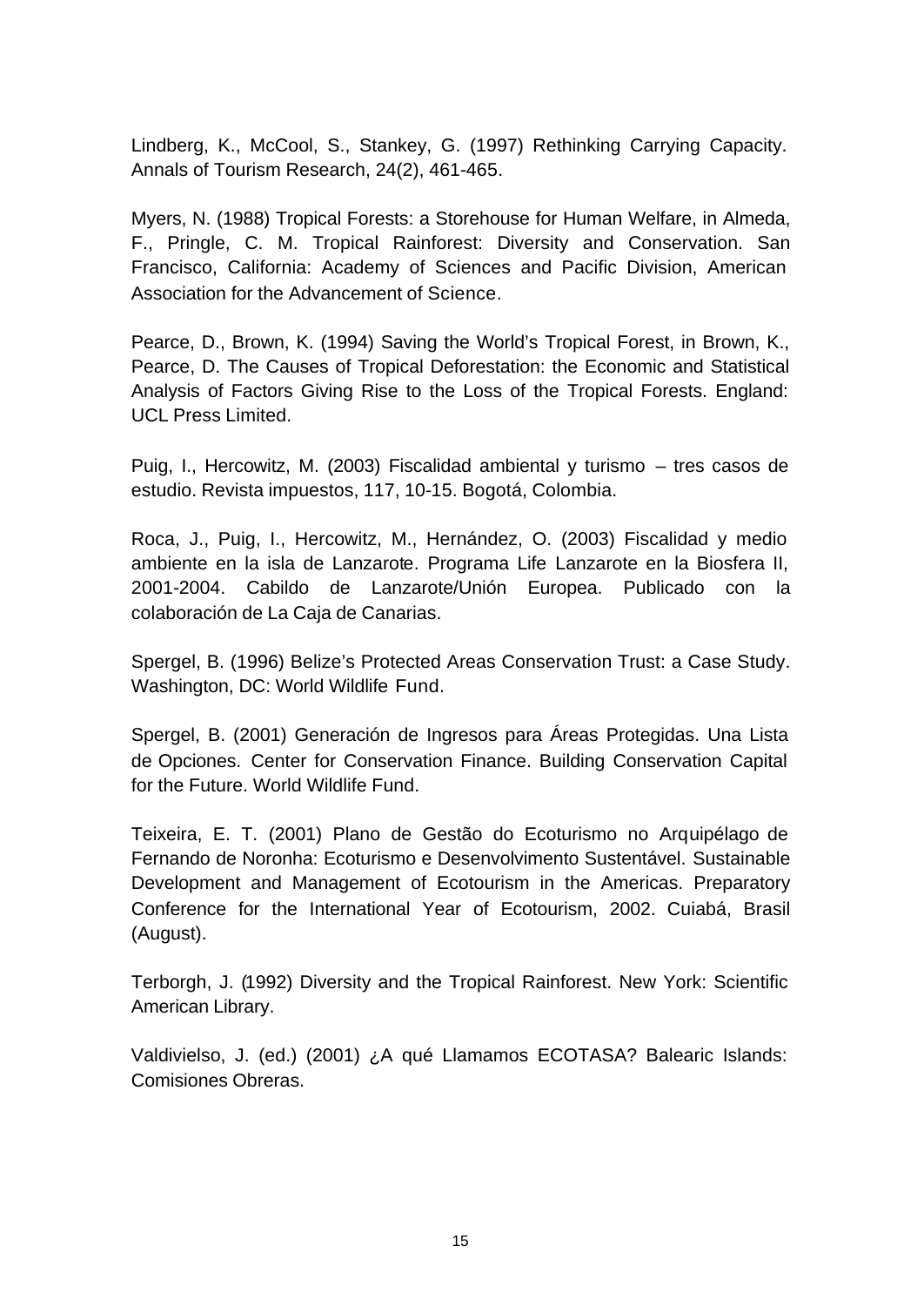Lindberg, K., McCool, S., Stankey, G. (1997) Rethinking Carrying Capacity. Annals of Tourism Research, 24(2), 461-465.

Myers, N. (1988) Tropical Forests: a Storehouse for Human Welfare, in Almeda, F., Pringle, C. M. Tropical Rainforest: Diversity and Conservation. San Francisco, California: Academy of Sciences and Pacific Division, American Association for the Advancement of Science.

Pearce, D., Brown, K. (1994) Saving the World's Tropical Forest, in Brown, K., Pearce, D. The Causes of Tropical Deforestation: the Economic and Statistical Analysis of Factors Giving Rise to the Loss of the Tropical Forests. England: UCL Press Limited.

Puig, I., Hercowitz, M. (2003) Fiscalidad ambiental y turismo – tres casos de estudio. Revista impuestos, 117, 10-15. Bogotá, Colombia.

Roca, J., Puig, I., Hercowitz, M., Hernández, O. (2003) Fiscalidad y medio ambiente en la isla de Lanzarote. Programa Life Lanzarote en la Biosfera II, 2001-2004. Cabildo de Lanzarote/Unión Europea. Publicado con la colaboración de La Caja de Canarias.

Spergel, B. (1996) Belize's Protected Areas Conservation Trust: a Case Study. Washington, DC: World Wildlife Fund.

Spergel, B. (2001) Generación de Ingresos para Áreas Protegidas. Una Lista de Opciones. Center for Conservation Finance. Building Conservation Capital for the Future. World Wildlife Fund.

Teixeira, E. T. (2001) Plano de Gestão do Ecoturismo no Arquipélago de Fernando de Noronha: Ecoturismo e Desenvolvimento Sustentável. Sustainable Development and Management of Ecotourism in the Americas. Preparatory Conference for the International Year of Ecotourism, 2002. Cuiabá, Brasil (August).

Terborgh, J. (1992) Diversity and the Tropical Rainforest. New York: Scientific American Library.

Valdivielso, J. (ed.) (2001) ¿A qué Llamamos ECOTASA? Balearic Islands: Comisiones Obreras.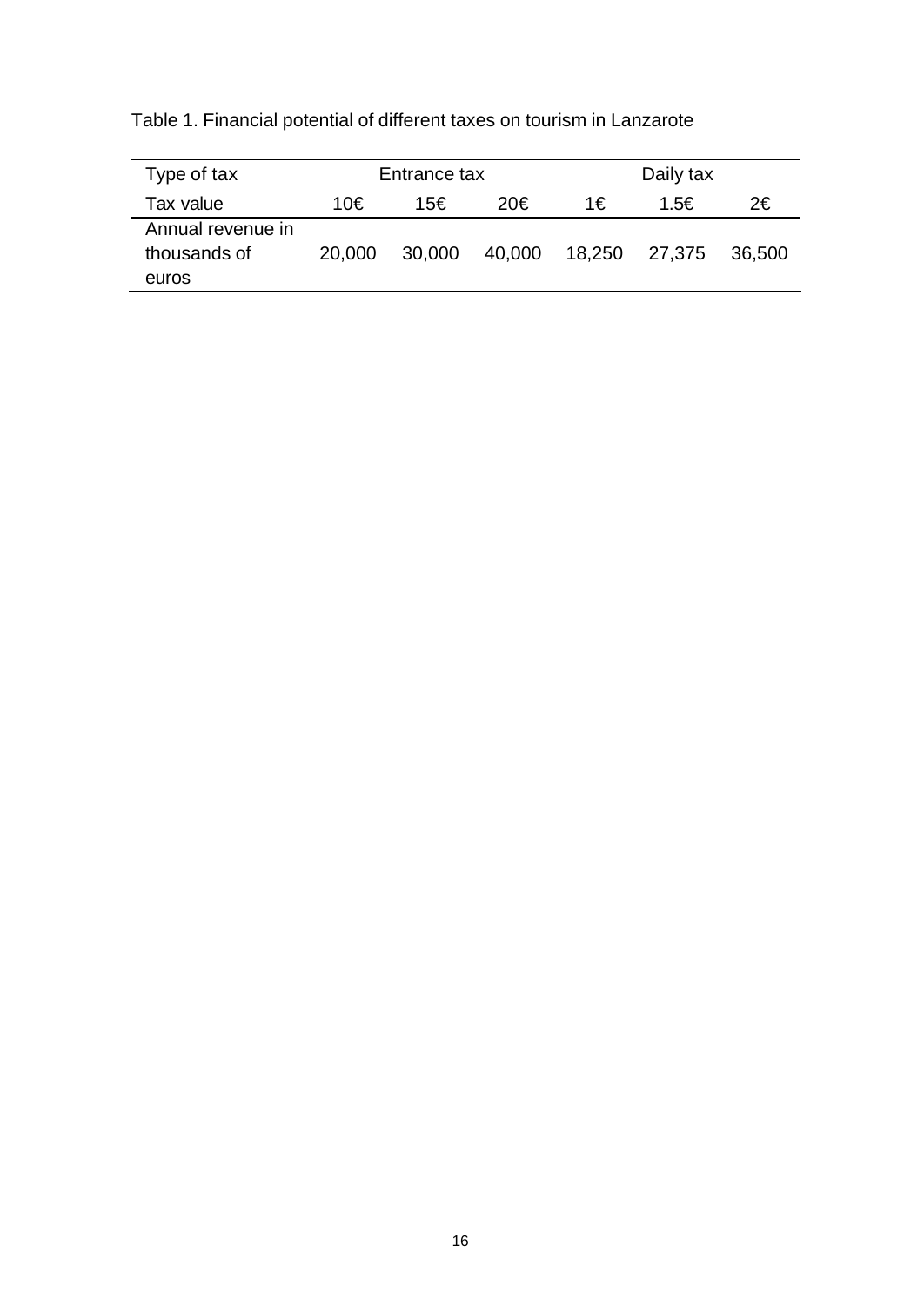Table 1. Financial potential of different taxes on tourism in Lanzarote

| Type of tax | Entrance tax | | | Daily tax | | |
|---|---|---|---|---|---|---|
| Tax value | 10€ | 15€ | 20€ | 1€ | 1.5€ | 2€ |
| Annual revenue in thousands of euros | 20,000 | 30,000 | 40,000 | 18,250 | 27,375 | 36,500 |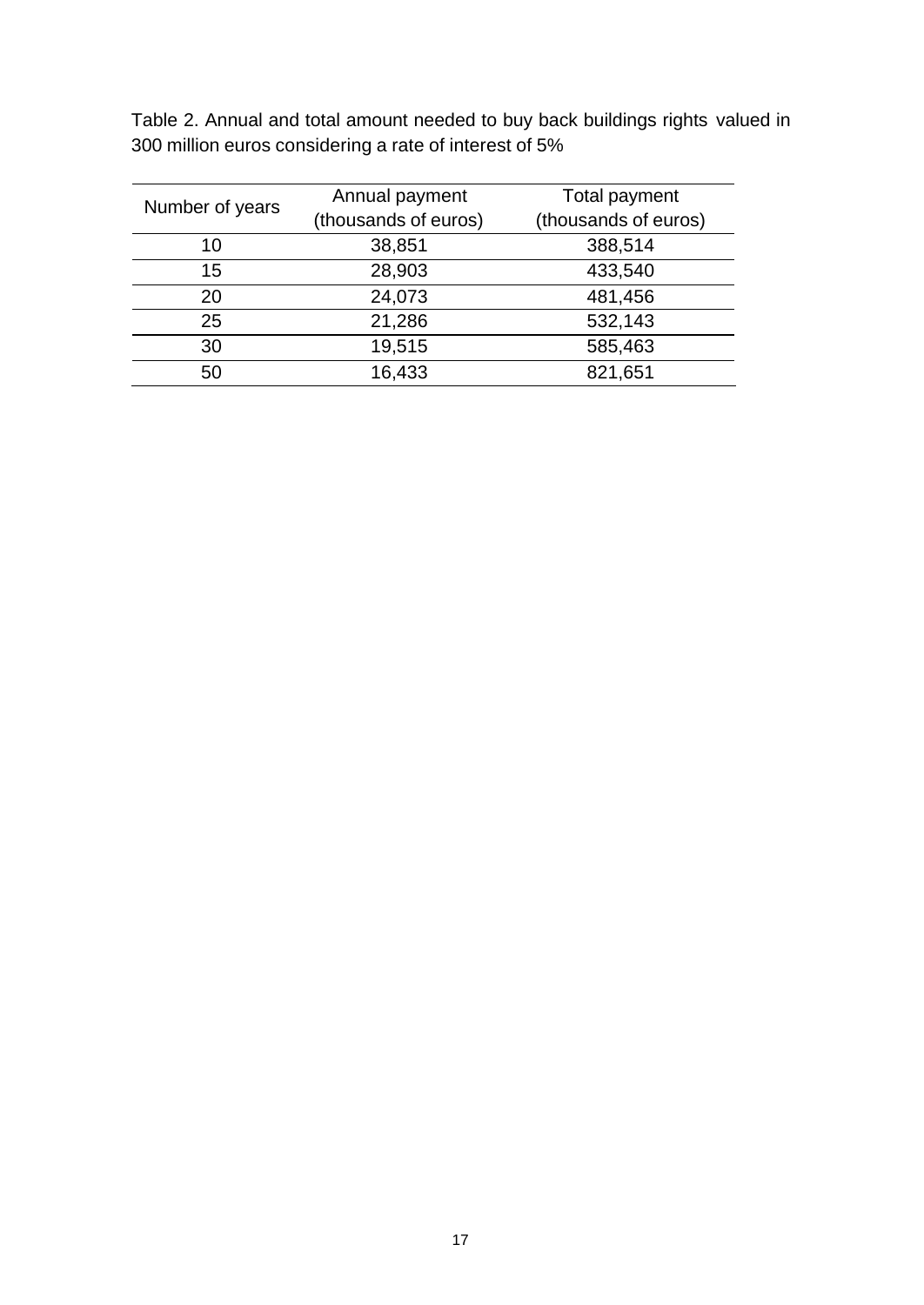Table 2. Annual and total amount needed to buy back buildings rights valued in 300 million euros considering a rate of interest of 5%

| Number of years | Annual payment (thousands of euros) | Total payment (thousands of euros) |
|---|---|---|
| 10 | 38,851 | 388,514 |
| 15 | 28,903 | 433,540 |
| 20 | 24,073 | 481,456 |
| 25 | 21,286 | 532,143 |
| 30 | 19,515 | 585,463 |
| 50 | 16,433 | 821,651 |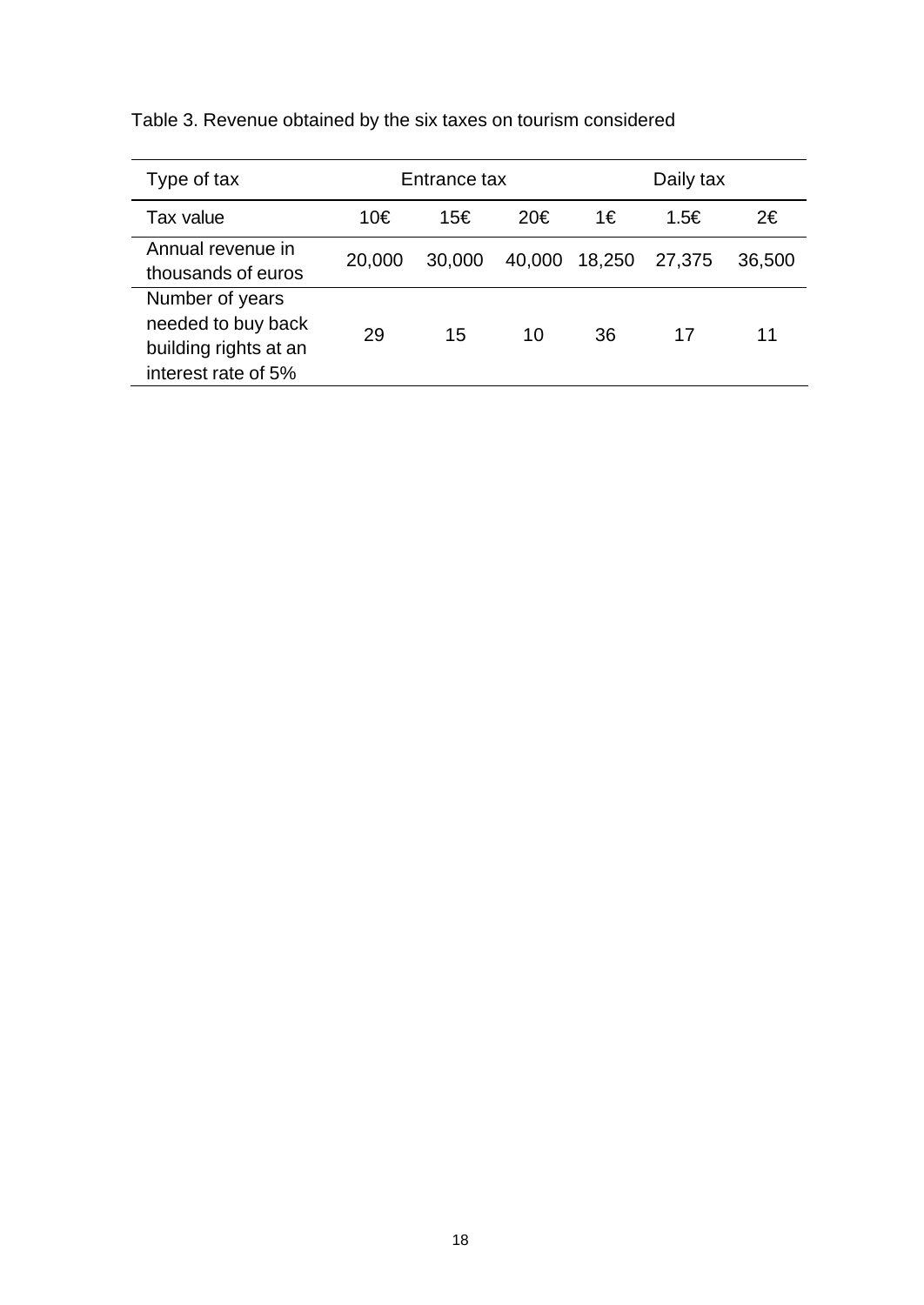Table 3. Revenue obtained by the six taxes on tourism considered

| Type of tax | Entrance tax | | | Daily tax | | |
|---|---|---|---|---|---|---|
| Tax value | 10€ | 15€ | 20€ | 1€ | 1.5€ | 2€ |
| Annual revenue in thousands of euros | 20,000 | 30,000 | 40,000 | 18,250 | 27,375 | 36,500 |
| Number of years needed to buy back building rights at an interest rate of 5% | 29 | 15 | 10 | 36 | 17 | 11 |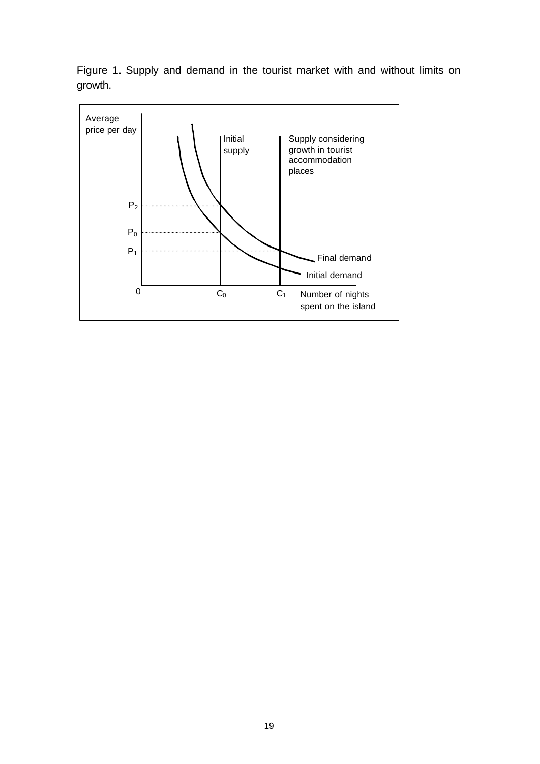Figure 1. Supply and demand in the tourist market with and without limits on growth.

Average price per day

Initial supply

Supply considering growth in tourist accommodation places

$P_2$

$P_0$

$P_1$

Final demand

Initial demand

0

$C_0$

$C_1$

Number of nights spent on the island